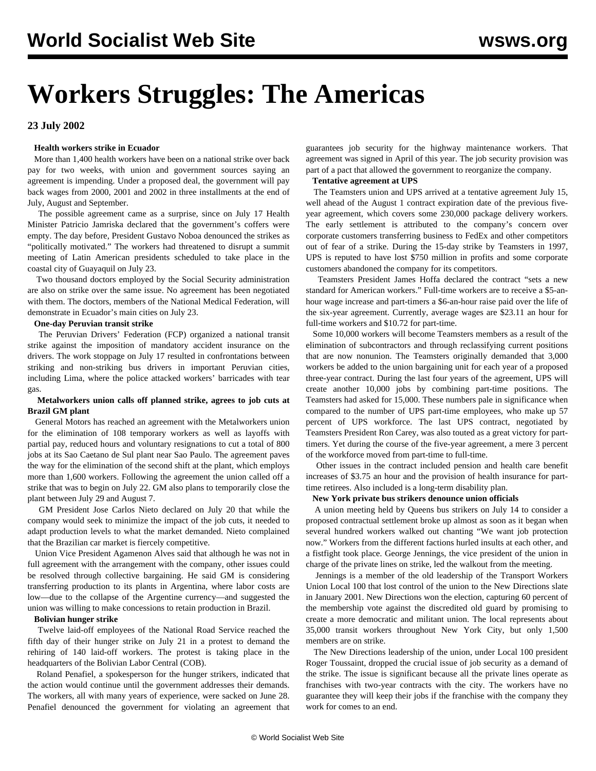# Workers Struggles: The Americas

**23 July 2002**

**Health workers strike in Ecuador**

More than 1,400 health workers have been on a national strike over back pay for two weeks, with union and government sources saying an agreement is impending. Under a proposed deal, the government will pay back wages from 2000, 2001 and 2002 in three installments at the end of July, August and September.

The possible agreement came as a surprise, since on July 17 Health Minister Patricio Jamriska declared that the government's coffers were empty. The day before, President Gustavo Noboa denounced the strikes as "politically motivated." The workers had threatened to disrupt a summit meeting of Latin American presidents scheduled to take place in the coastal city of Guayaquil on July 23.

Two thousand doctors employed by the Social Security administration are also on strike over the same issue. No agreement has been negotiated with them. The doctors, members of the National Medical Federation, will demonstrate in Ecuador's main cities on July 23.

**One-day Peruvian transit strike**

The Peruvian Drivers' Federation (FCP) organized a national transit strike against the imposition of mandatory accident insurance on the drivers. The work stoppage on July 17 resulted in confrontations between striking and non-striking bus drivers in important Peruvian cities, including Lima, where the police attacked workers' barricades with tear gas.

**Metalworkers union calls off planned strike, agrees to job cuts at Brazil GM plant**

General Motors has reached an agreement with the Metalworkers union for the elimination of 108 temporary workers as well as layoffs with partial pay, reduced hours and voluntary resignations to cut a total of 800 jobs at its Sao Caetano de Sul plant near Sao Paulo. The agreement paves the way for the elimination of the second shift at the plant, which employs more than 1,600 workers. Following the agreement the union called off a strike that was to begin on July 22. GM also plans to temporarily close the plant between July 29 and August 7.

GM President Jose Carlos Nieto declared on July 20 that while the company would seek to minimize the impact of the job cuts, it needed to adapt production levels to what the market demanded. Nieto complained that the Brazilian car market is fiercely competitive.

Union Vice President Agamenon Alves said that although he was not in full agreement with the arrangement with the company, other issues could be resolved through collective bargaining. He said GM is considering transferring production to its plants in Argentina, where labor costs are low—due to the collapse of the Argentine currency—and suggested the union was willing to make concessions to retain production in Brazil.

**Bolivian hunger strike**

Twelve laid-off employees of the National Road Service reached the fifth day of their hunger strike on July 21 in a protest to demand the rehiring of 140 laid-off workers. The protest is taking place in the headquarters of the Bolivian Labor Central (COB).

Roland Penafiel, a spokesperson for the hunger strikers, indicated that the action would continue until the government addresses their demands. The workers, all with many years of experience, were sacked on June 28. Penafiel denounced the government for violating an agreement that guarantees job security for the highway maintenance workers. That agreement was signed in April of this year. The job security provision was part of a pact that allowed the government to reorganize the company.

**Tentative agreement at UPS**

The Teamsters union and UPS arrived at a tentative agreement July 15, well ahead of the August 1 contract expiration date of the previous five-year agreement, which covers some 230,000 package delivery workers. The early settlement is attributed to the company's concern over corporate customers transferring business to FedEx and other competitors out of fear of a strike. During the 15-day strike by Teamsters in 1997, UPS is reputed to have lost $750 million in profits and some corporate customers abandoned the company for its competitors.

Teamsters President James Hoffa declared the contract "sets a new standard for American workers." Full-time workers are to receive a $5-an-hour wage increase and part-timers a $6-an-hour raise paid over the life of the six-year agreement. Currently, average wages are $23.11 an hour for full-time workers and $10.72 for part-time.

Some 10,000 workers will become Teamsters members as a result of the elimination of subcontractors and through reclassifying current positions that are now nonunion. The Teamsters originally demanded that 3,000 workers be added to the union bargaining unit for each year of a proposed three-year contract. During the last four years of the agreement, UPS will create another 10,000 jobs by combining part-time positions. The Teamsters had asked for 15,000. These numbers pale in significance when compared to the number of UPS part-time employees, who make up 57 percent of UPS workforce. The last UPS contract, negotiated by Teamsters President Ron Carey, was also touted as a great victory for part-timers. Yet during the course of the five-year agreement, a mere 3 percent of the workforce moved from part-time to full-time.

Other issues in the contract included pension and health care benefit increases of $3.75 an hour and the provision of health insurance for part-time retirees. Also included is a long-term disability plan.

**New York private bus strikers denounce union officials**

A union meeting held by Queens bus strikers on July 14 to consider a proposed contractual settlement broke up almost as soon as it began when several hundred workers walked out chanting "We want job protection now." Workers from the different factions hurled insults at each other, and a fistfight took place. George Jennings, the vice president of the union in charge of the private lines on strike, led the walkout from the meeting.

Jennings is a member of the old leadership of the Transport Workers Union Local 100 that lost control of the union to the New Directions slate in January 2001. New Directions won the election, capturing 60 percent of the membership vote against the discredited old guard by promising to create a more democratic and militant union. The local represents about 35,000 transit workers throughout New York City, but only 1,500 members are on strike.

The New Directions leadership of the union, under Local 100 president Roger Toussaint, dropped the crucial issue of job security as a demand of the strike. The issue is significant because all the private lines operate as franchises with two-year contracts with the city. The workers have no guarantee they will keep their jobs if the franchise with the company they work for comes to an end.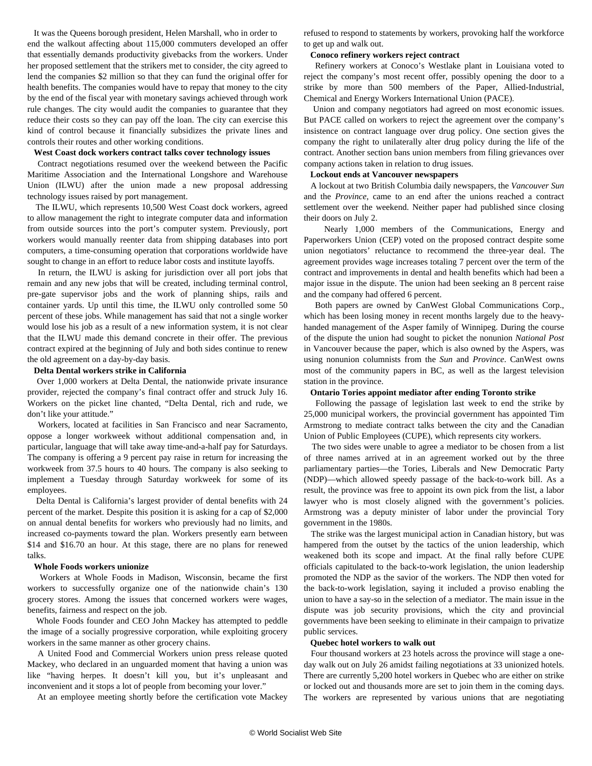It was the Queens borough president, Helen Marshall, who in order to end the walkout affecting about 115,000 commuters developed an offer that essentially demands productivity givebacks from the workers. Under her proposed settlement that the strikers met to consider, the city agreed to lend the companies $2 million so that they can fund the original offer for health benefits. The companies would have to repay that money to the city by the end of the fiscal year with monetary savings achieved through work rule changes. The city would audit the companies to guarantee that they reduce their costs so they can pay off the loan. The city can exercise this kind of control because it financially subsidizes the private lines and controls their routes and other working conditions.

**West Coast dock workers contract talks cover technology issues**

Contract negotiations resumed over the weekend between the Pacific Maritime Association and the International Longshore and Warehouse Union (ILWU) after the union made a new proposal addressing technology issues raised by port management.

The ILWU, which represents 10,500 West Coast dock workers, agreed to allow management the right to integrate computer data and information from outside sources into the port's computer system. Previously, port workers would manually reenter data from shipping databases into port computers, a time-consuming operation that corporations worldwide have sought to change in an effort to reduce labor costs and institute layoffs.

In return, the ILWU is asking for jurisdiction over all port jobs that remain and any new jobs that will be created, including terminal control, pre-gate supervisor jobs and the work of planning ships, rails and container yards. Up until this time, the ILWU only controlled some 50 percent of these jobs. While management has said that not a single worker would lose his job as a result of a new information system, it is not clear that the ILWU made this demand concrete in their offer. The previous contract expired at the beginning of July and both sides continue to renew the old agreement on a day-by-day basis.

**Delta Dental workers strike in California**

Over 1,000 workers at Delta Dental, the nationwide private insurance provider, rejected the company's final contract offer and struck July 16. Workers on the picket line chanted, "Delta Dental, rich and rude, we don't like your attitude."

Workers, located at facilities in San Francisco and near Sacramento, oppose a longer workweek without additional compensation and, in particular, language that will take away time-and-a-half pay for Saturdays. The company is offering a 9 percent pay raise in return for increasing the workweek from 37.5 hours to 40 hours. The company is also seeking to implement a Tuesday through Saturday workweek for some of its employees.

Delta Dental is California's largest provider of dental benefits with 24 percent of the market. Despite this position it is asking for a cap of $2,000 on annual dental benefits for workers who previously had no limits, and increased co-payments toward the plan. Workers presently earn between $14 and $16.70 an hour. At this stage, there are no plans for renewed talks.

**Whole Foods workers unionize**

Workers at Whole Foods in Madison, Wisconsin, became the first workers to successfully organize one of the nationwide chain's 130 grocery stores. Among the issues that concerned workers were wages, benefits, fairness and respect on the job.

Whole Foods founder and CEO John Mackey has attempted to peddle the image of a socially progressive corporation, while exploiting grocery workers in the same manner as other grocery chains.

A United Food and Commercial Workers union press release quoted Mackey, who declared in an unguarded moment that having a union was like "having herpes. It doesn't kill you, but it's unpleasant and inconvenient and it stops a lot of people from becoming your lover."

At an employee meeting shortly before the certification vote Mackey refused to respond to statements by workers, provoking half the workforce to get up and walk out.

**Conoco refinery workers reject contract**

Refinery workers at Conoco's Westlake plant in Louisiana voted to reject the company's most recent offer, possibly opening the door to a strike by more than 500 members of the Paper, Allied-Industrial, Chemical and Energy Workers International Union (PACE).

Union and company negotiators had agreed on most economic issues. But PACE called on workers to reject the agreement over the company's insistence on contract language over drug policy. One section gives the company the right to unilaterally alter drug policy during the life of the contract. Another section bans union members from filing grievances over company actions taken in relation to drug issues.

**Lockout ends at Vancouver newspapers**

A lockout at two British Columbia daily newspapers, the *Vancouver Sun* and the *Province*, came to an end after the unions reached a contract settlement over the weekend. Neither paper had published since closing their doors on July 2.

Nearly 1,000 members of the Communications, Energy and Paperworkers Union (CEP) voted on the proposed contract despite some union negotiators' reluctance to recommend the three-year deal. The agreement provides wage increases totaling 7 percent over the term of the contract and improvements in dental and health benefits which had been a major issue in the dispute. The union had been seeking an 8 percent raise and the company had offered 6 percent.

Both papers are owned by CanWest Global Communications Corp., which has been losing money in recent months largely due to the heavy-handed management of the Asper family of Winnipeg. During the course of the dispute the union had sought to picket the nonunion *National Post* in Vancouver because the paper, which is also owned by the Aspers, was using nonunion columnists from the *Sun* and *Province*. CanWest owns most of the community papers in BC, as well as the largest television station in the province.

**Ontario Tories appoint mediator after ending Toronto strike**

Following the passage of legislation last week to end the strike by 25,000 municipal workers, the provincial government has appointed Tim Armstrong to mediate contract talks between the city and the Canadian Union of Public Employees (CUPE), which represents city workers.

The two sides were unable to agree a mediator to be chosen from a list of three names arrived at in an agreement worked out by the three parliamentary parties—the Tories, Liberals and New Democratic Party (NDP)—which allowed speedy passage of the back-to-work bill. As a result, the province was free to appoint its own pick from the list, a labor lawyer who is most closely aligned with the government's policies. Armstrong was a deputy minister of labor under the provincial Tory government in the 1980s.

The strike was the largest municipal action in Canadian history, but was hampered from the outset by the tactics of the union leadership, which weakened both its scope and impact. At the final rally before CUPE officials capitulated to the back-to-work legislation, the union leadership promoted the NDP as the savior of the workers. The NDP then voted for the back-to-work legislation, saying it included a proviso enabling the union to have a say-so in the selection of a mediator. The main issue in the dispute was job security provisions, which the city and provincial governments have been seeking to eliminate in their campaign to privatize public services.

**Quebec hotel workers to walk out**

Four thousand workers at 23 hotels across the province will stage a one-day walk out on July 26 amidst failing negotiations at 33 unionized hotels. There are currently 5,200 hotel workers in Quebec who are either on strike or locked out and thousands more are set to join them in the coming days. The workers are represented by various unions that are negotiating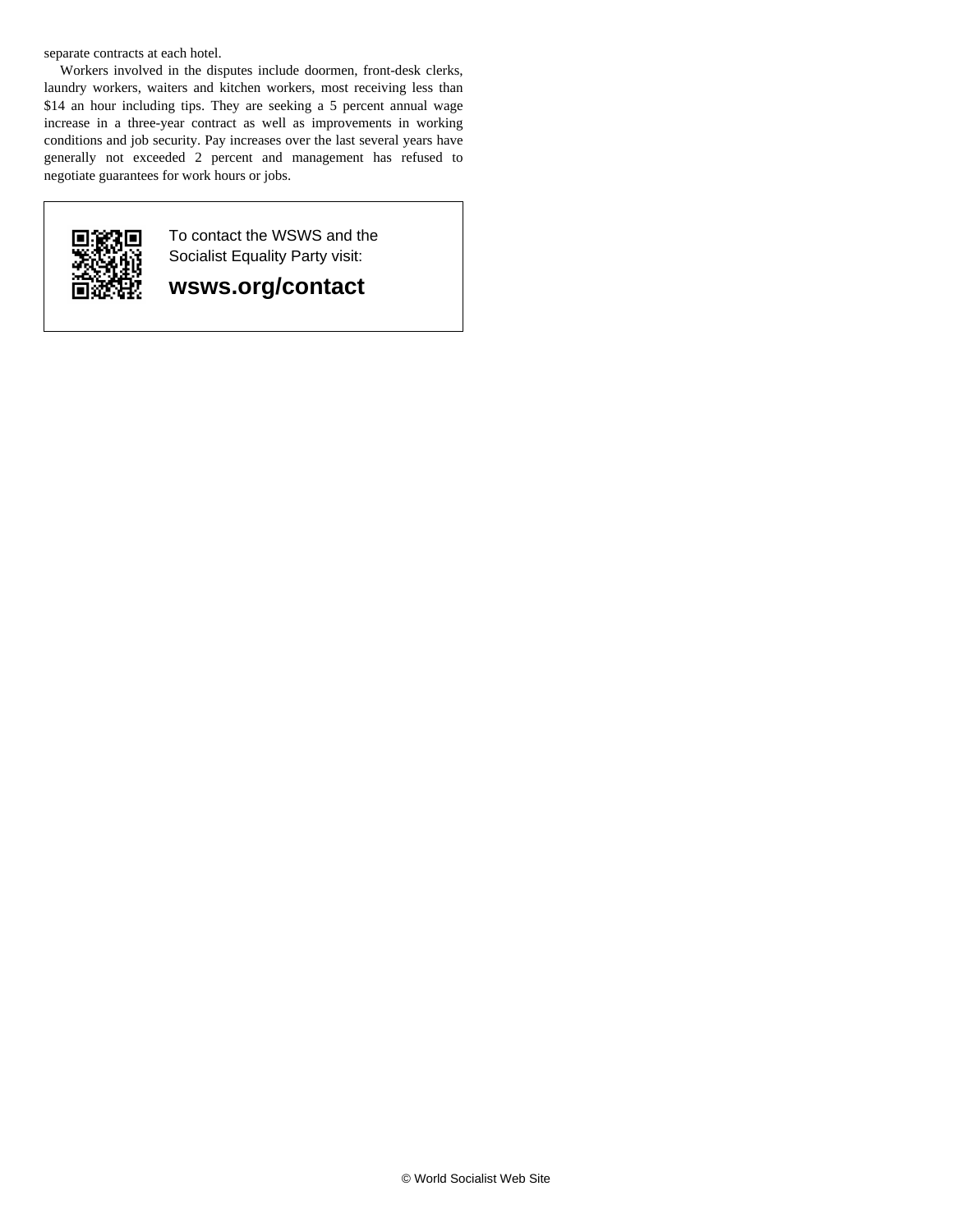separate contracts at each hotel.

Workers involved in the disputes include doormen, front-desk clerks, laundry workers, waiters and kitchen workers, most receiving less than $14 an hour including tips. They are seeking a 5 percent annual wage increase in a three-year contract as well as improvements in working conditions and job security. Pay increases over the last several years have generally not exceeded 2 percent and management has refused to negotiate guarantees for work hours or jobs.

To contact the WSWS and the Socialist Equality Party visit:

**wsws.org/contact**